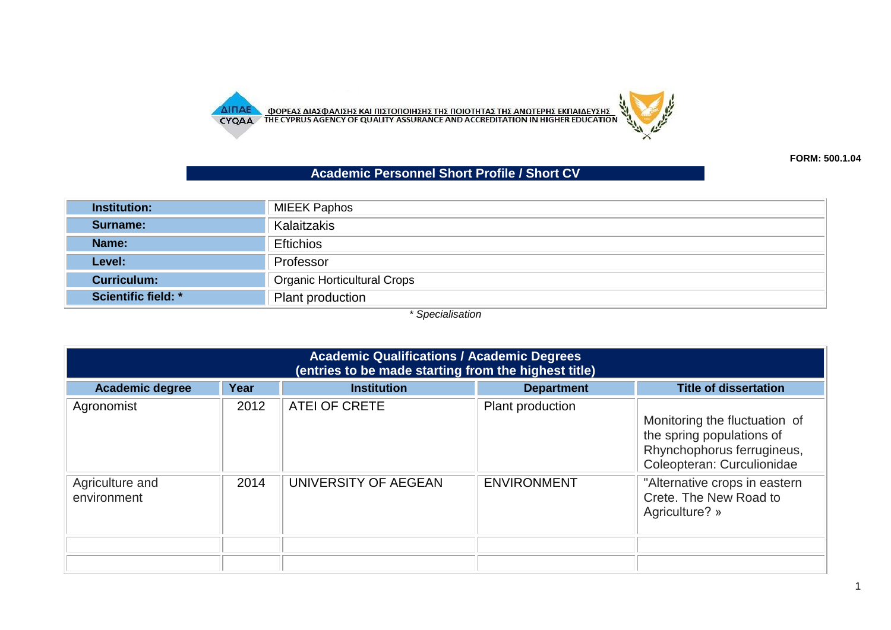ΦΟΡΕΑΣ ΔΙΑΣΦΑΛΙΣΗΣ ΚΑΙ ΠΙΣΤΟΠΟΙΗΣΗΣ ΤΗΣ ΠΟΙΟΤΗΤΑΣ ΤΗΣ ΑΝΩΤΕΡΗΣ ΕΚΠΑΙΔΕΥΣΗΣ
THE CYPRUS AGENCY OF QUALITY ASSURANCE AND ACCREDITATION IN HIGHER EDUCATION

**FORM: 500.1.04**

## Academic Personnel Short Profile / Short CV

| | |
|---|---|
| **Institution:** | MIEEK Paphos |
| **Surname:** | Kalaitzakis |
| **Name:** | Eftichios |
| **Level:** | Professor |
| **Curriculum:** | Organic Horticultural Crops |
| **Scientific field: *** | Plant production |

*\* Specialisation*

### Academic Qualifications / Academic Degrees (entries to be made starting from the highest title)

| Academic degree | Year | Institution | Department | Title of dissertation |
|---|---|---|---|---|
| Agronomist | 2012 | ATEI OF CRETE | Plant production | Monitoring the fluctuation of the spring populations of Rhynchophorus ferrugineus, Coleopteran: Curculionidae |
| Agriculture and environment | 2014 | UNIVERSITY OF AEGEAN | ENVIRONMENT | "Alternative crops in eastern Crete. The New Road to Agriculture? » |
| | | | | |
| | | | | |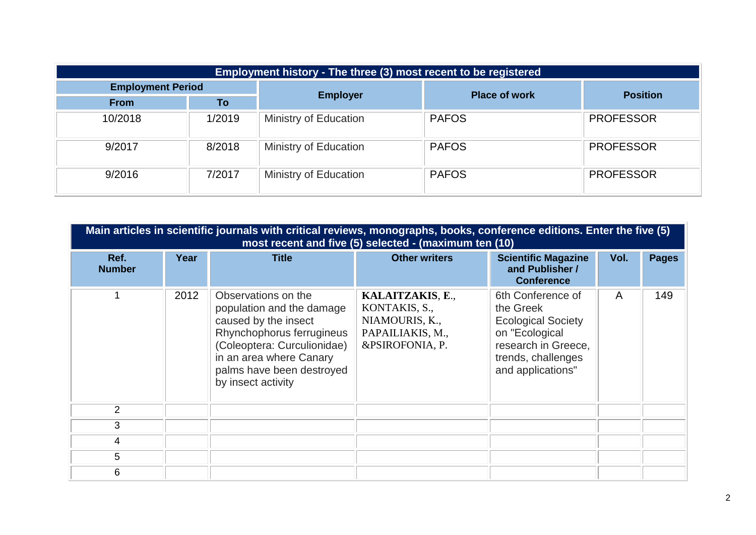| Employment history - The three (3) most recent to be registered | | | | |
|---|---|---|---|---|
| **Employment Period** | | **Employer** | **Place of work** | **Position** |
| **From** | **To** | | | |
| 10/2018 | 1/2019 | Ministry of Education | PAFOS | PROFESSOR |
| 9/2017 | 8/2018 | Ministry of Education | PAFOS | PROFESSOR |
| 9/2016 | 7/2017 | Ministry of Education | PAFOS | PROFESSOR |

| Main articles in scientific journals with critical reviews, monographs, books, conference editions. Enter the five (5) most recent and five (5) selected - (maximum ten (10) | | | | | | |
|---|---|---|---|---|---|---|
| **Ref. Number** | **Year** | **Title** | **Other writers** | **Scientific Magazine and Publisher / Conference** | **Vol.** | **Pages** |
| 1 | 2012 | Observations on the population and the damage caused by the insect Rhynchophorus ferrugineus (Coleoptera: Curculionidae) in an area where Canary palms have been destroyed by insect activity | **KALAITZAKIS**, **E.**, KONTAKIS, S., NIAMOURIS, K., PAPAILIAKIS, M., &PSIROFONIA, P. | 6th Conference of the Greek Ecological Society on "Ecological research in Greece, trends, challenges and applications" | A | 149 |
| 2 | | | | | | |
| 3 | | | | | | |
| 4 | | | | | | |
| 5 | | | | | | |
| 6 | | | | | | |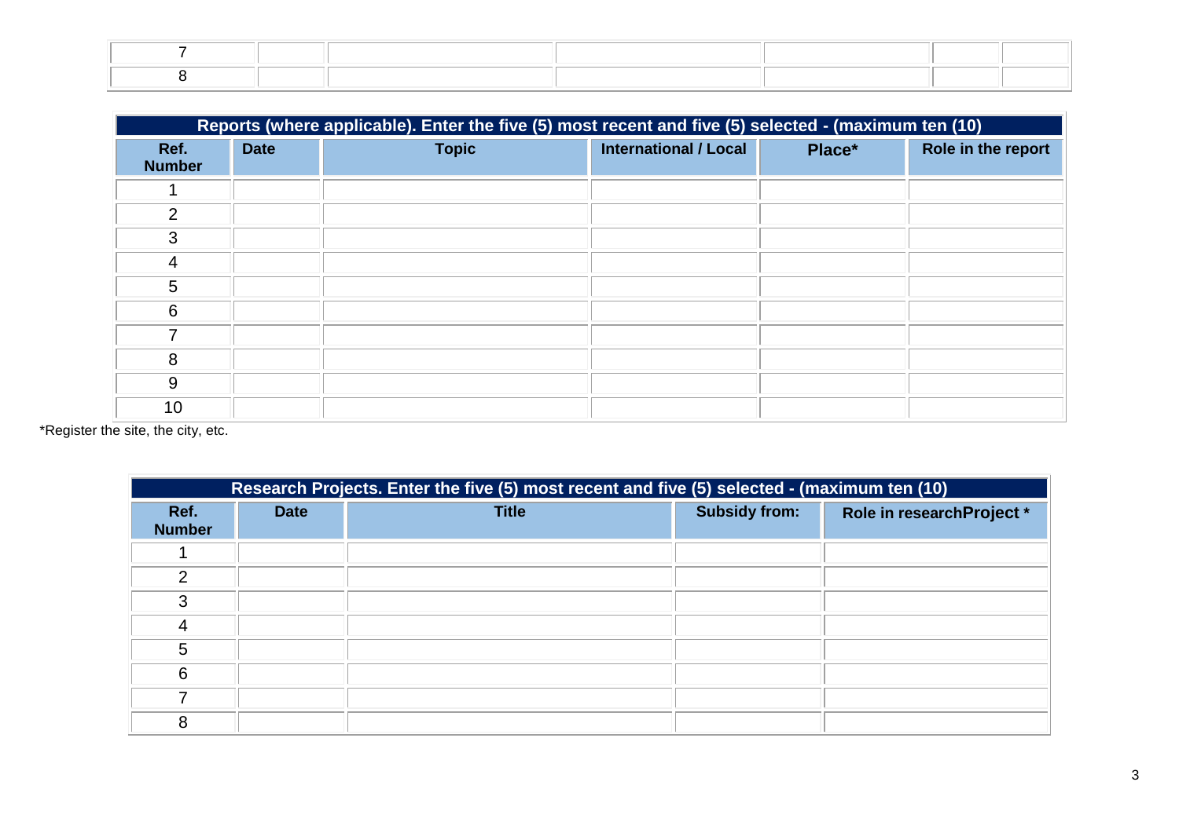| | | | | | | |
|---|---|---|---|---|---|---|
| 7 | | | | | | |
| 8 | | | | | | |

| Reports (where applicable). Enter the five (5) most recent and five (5) selected - (maximum ten (10) | | | | | |
|---|---|---|---|---|---|
| Ref. Number | Date | Topic | International / Local | Place* | Role in the report |
| 1 | | | | | |
| 2 | | | | | |
| 3 | | | | | |
| 4 | | | | | |
| 5 | | | | | |
| 6 | | | | | |
| 7 | | | | | |
| 8 | | | | | |
| 9 | | | | | |
| 10 | | | | | |

*Register the site, the city, etc.

| Research Projects. Enter the five (5) most recent and five (5) selected - (maximum ten (10) | | | | |
|---|---|---|---|---|
| Ref. Number | Date | Title | Subsidy from: | Role in researchProject * |
| 1 | | | | |
| 2 | | | | |
| 3 | | | | |
| 4 | | | | |
| 5 | | | | |
| 6 | | | | |
| 7 | | | | |
| 8 | | | | |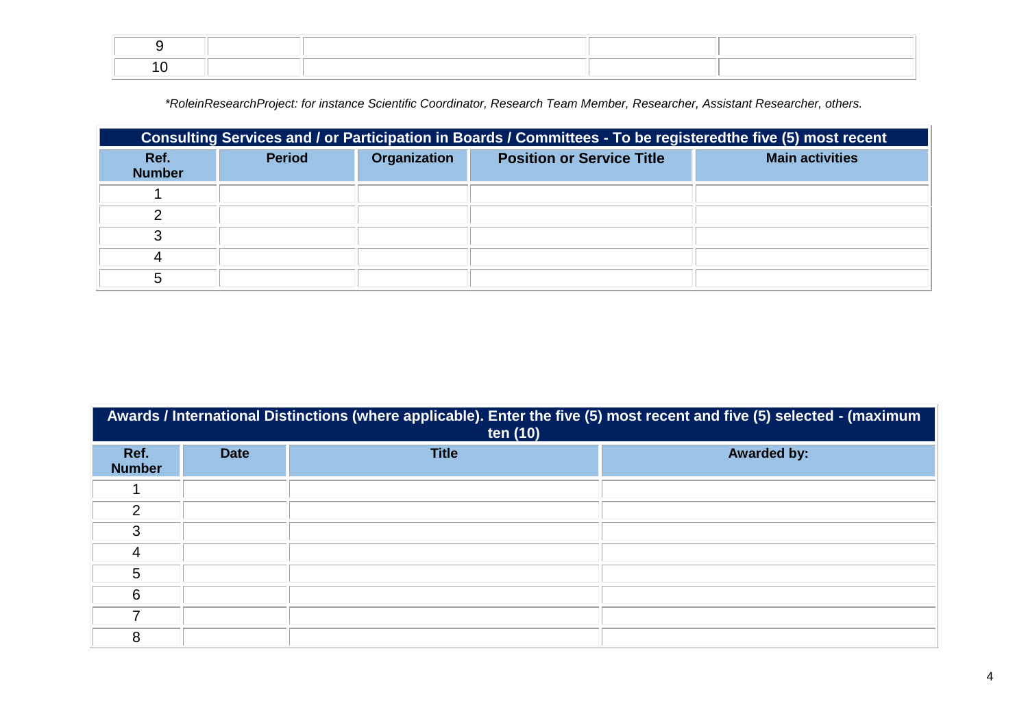| | | | | |
|---|---|---|---|---|
| 9 | | | | |
| 10 | | | | |

*\*RoleinResearchProject: for instance Scientific Coordinator, Research Team Member, Researcher, Assistant Researcher, others.*

| **Consulting Services and / or Participation in Boards / Committees - To be registeredthe five (5) most recent** | | | | |
|---|---|---|---|---|
| **Ref. Number** | **Period** | **Organization** | **Position or Service Title** | **Main activities** |
| 1 | | | | |
| 2 | | | | |
| 3 | | | | |
| 4 | | | | |
| 5 | | | | |

| **Awards / International Distinctions (where applicable). Enter the five (5) most recent and five (5) selected - (maximum ten (10)** | | | |
|---|---|---|---|
| **Ref. Number** | **Date** | **Title** | **Awarded by:** |
| 1 | | | |
| 2 | | | |
| 3 | | | |
| 4 | | | |
| 5 | | | |
| 6 | | | |
| 7 | | | |
| 8 | | | |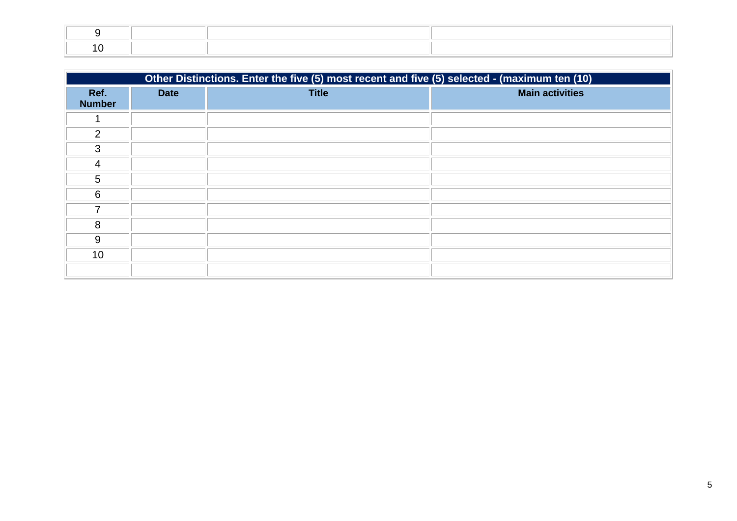| | | | |
|---|---|---|---|
| 9 | | | |
| 10 | | | |

| Other Distinctions. Enter the five (5) most recent and five (5) selected - (maximum ten (10) | | | |
|---|---|---|---|
| **Ref. Number** | **Date** | **Title** | **Main activities** |
| 1 | | | |
| 2 | | | |
| 3 | | | |
| 4 | | | |
| 5 | | | |
| 6 | | | |
| 7 | | | |
| 8 | | | |
| 9 | | | |
| 10 | | | |
| | | | |